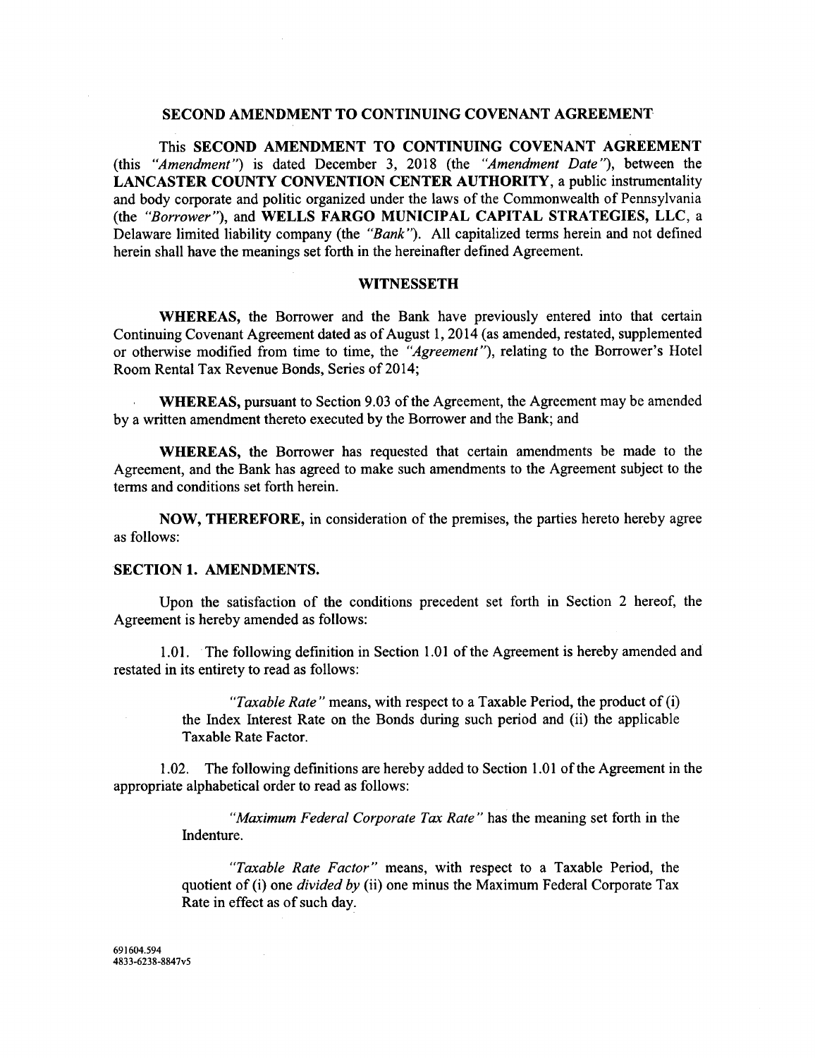# SECOND AMENDMENT TO CONTINUING COVENANT AGREEMENT

This **SECOND AMENDMENT TO CONTINUING COVENANT AGREEMENT** (this *"Amendment"*) is dated December 3, 2018 (the *"Amendment Date"*), between the **LANCASTER COUNTY CONVENTION CENTER AUTHORITY**, a public instrumentality and body corporate and politic organized under the laws of the Commonwealth of Pennsylvania (the *"Borrower"*), and **WELLS FARGO MUNICIPAL CAPITAL STRATEGIES, LLC**, a Delaware limited liability company (the *"Bank"*). All capitalized terms herein and not defined herein shall have the meanings set forth in the hereinafter defined Agreement.

## WITNESSETH

**WHEREAS,** the Borrower and the Bank have previously entered into that certain Continuing Covenant Agreement dated as of August 1, 2014 (as amended, restated, supplemented or otherwise modified from time to time, the *"Agreement"*), relating to the Borrower's Hotel Room Rental Tax Revenue Bonds, Series of 2014;

**WHEREAS,** pursuant to Section 9.03 of the Agreement, the Agreement may be amended by a written amendment thereto executed by the Borrower and the Bank; and

**WHEREAS,** the Borrower has requested that certain amendments be made to the Agreement, and the Bank has agreed to make such amendments to the Agreement subject to the terms and conditions set forth herein.

**NOW, THEREFORE,** in consideration of the premises, the parties hereto hereby agree as follows:

## SECTION 1. AMENDMENTS.

Upon the satisfaction of the conditions precedent set forth in Section 2 hereof, the Agreement is hereby amended as follows:

1.01. The following definition in Section 1.01 of the Agreement is hereby amended and restated in its entirety to read as follows:

> *"Taxable Rate"* means, with respect to a Taxable Period, the product of (i) the Index Interest Rate on the Bonds during such period and (ii) the applicable Taxable Rate Factor.

1.02. The following definitions are hereby added to Section 1.01 of the Agreement in the appropriate alphabetical order to read as follows:

> *"Maximum Federal Corporate Tax Rate"* has the meaning set forth in the Indenture.
>
> *"Taxable Rate Factor"* means, with respect to a Taxable Period, the quotient of (i) one *divided by* (ii) one minus the Maximum Federal Corporate Tax Rate in effect as of such day.

691604.594
4833-6238-8847v5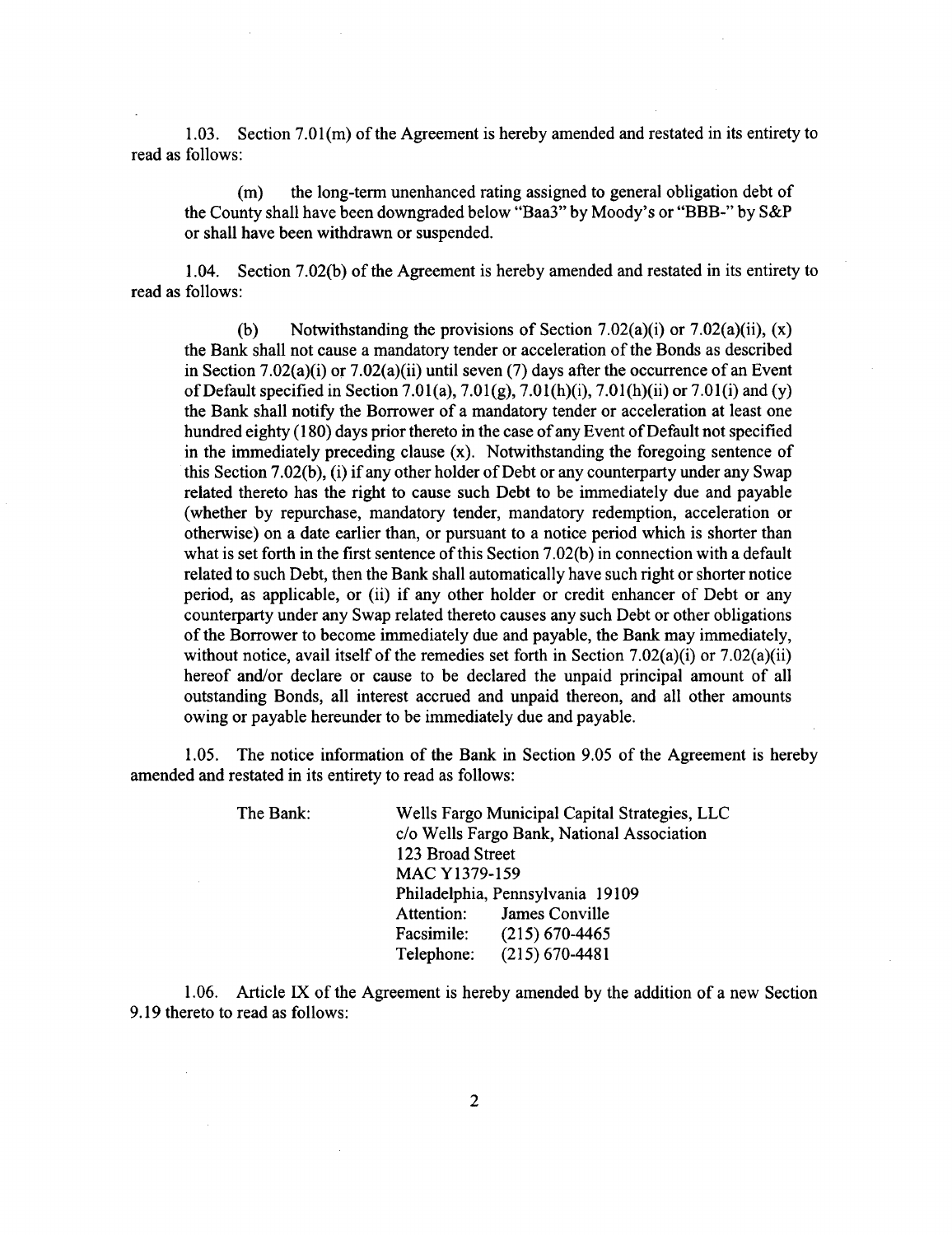1.03. Section 7.01(m) of the Agreement is hereby amended and restated in its entirety to read as follows:

> (m) the long-term unenhanced rating assigned to general obligation debt of the County shall have been downgraded below "Baa3" by Moody's or "BBB-" by S&P or shall have been withdrawn or suspended.

1.04. Section 7.02(b) of the Agreement is hereby amended and restated in its entirety to read as follows:

> (b) Notwithstanding the provisions of Section 7.02(a)(i) or 7.02(a)(ii), (x) the Bank shall not cause a mandatory tender or acceleration of the Bonds as described in Section 7.02(a)(i) or 7.02(a)(ii) until seven (7) days after the occurrence of an Event of Default specified in Section 7.01(a), 7.01(g), 7.01(h)(i), 7.01(h)(ii) or 7.01(i) and (y) the Bank shall notify the Borrower of a mandatory tender or acceleration at least one hundred eighty (180) days prior thereto in the case of any Event of Default not specified in the immediately preceding clause (x). Notwithstanding the foregoing sentence of this Section 7.02(b), (i) if any other holder of Debt or any counterparty under any Swap related thereto has the right to cause such Debt to be immediately due and payable (whether by repurchase, mandatory tender, mandatory redemption, acceleration or otherwise) on a date earlier than, or pursuant to a notice period which is shorter than what is set forth in the first sentence of this Section 7.02(b) in connection with a default related to such Debt, then the Bank shall automatically have such right or shorter notice period, as applicable, or (ii) if any other holder or credit enhancer of Debt or any counterparty under any Swap related thereto causes any such Debt or other obligations of the Borrower to become immediately due and payable, the Bank may immediately, without notice, avail itself of the remedies set forth in Section 7.02(a)(i) or 7.02(a)(ii) hereof and/or declare or cause to be declared the unpaid principal amount of all outstanding Bonds, all interest accrued and unpaid thereon, and all other amounts owing or payable hereunder to be immediately due and payable.

1.05. The notice information of the Bank in Section 9.05 of the Agreement is hereby amended and restated in its entirety to read as follows:

> The Bank: Wells Fargo Municipal Capital Strategies, LLC
> c/o Wells Fargo Bank, National Association
> 123 Broad Street
> MAC Y1379-159
> Philadelphia, Pennsylvania 19109
> Attention: James Conville
> Facsimile: (215) 670-4465
> Telephone: (215) 670-4481

1.06. Article IX of the Agreement is hereby amended by the addition of a new Section 9.19 thereto to read as follows: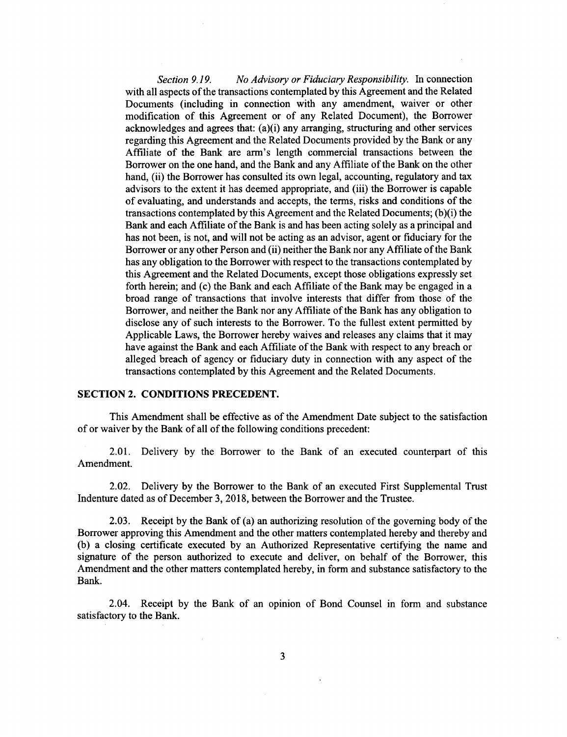*Section 9.19. No Advisory or Fiduciary Responsibility.* In connection with all aspects of the transactions contemplated by this Agreement and the Related Documents (including in connection with any amendment, waiver or other modification of this Agreement or of any Related Document), the Borrower acknowledges and agrees that: (a)(i) any arranging, structuring and other services regarding this Agreement and the Related Documents provided by the Bank or any Affiliate of the Bank are arm's length commercial transactions between the Borrower on the one hand, and the Bank and any Affiliate of the Bank on the other hand, (ii) the Borrower has consulted its own legal, accounting, regulatory and tax advisors to the extent it has deemed appropriate, and (iii) the Borrower is capable of evaluating, and understands and accepts, the terms, risks and conditions of the transactions contemplated by this Agreement and the Related Documents; (b)(i) the Bank and each Affiliate of the Bank is and has been acting solely as a principal and has not been, is not, and will not be acting as an advisor, agent or fiduciary for the Borrower or any other Person and (ii) neither the Bank nor any Affiliate of the Bank has any obligation to the Borrower with respect to the transactions contemplated by this Agreement and the Related Documents, except those obligations expressly set forth herein; and (c) the Bank and each Affiliate of the Bank may be engaged in a broad range of transactions that involve interests that differ from those of the Borrower, and neither the Bank nor any Affiliate of the Bank has any obligation to disclose any of such interests to the Borrower. To the fullest extent permitted by Applicable Laws, the Borrower hereby waives and releases any claims that it may have against the Bank and each Affiliate of the Bank with respect to any breach or alleged breach of agency or fiduciary duty in connection with any aspect of the transactions contemplated by this Agreement and the Related Documents.

## SECTION 2. CONDITIONS PRECEDENT.

This Amendment shall be effective as of the Amendment Date subject to the satisfaction of or waiver by the Bank of all of the following conditions precedent:

2.01. Delivery by the Borrower to the Bank of an executed counterpart of this Amendment.

2.02. Delivery by the Borrower to the Bank of an executed First Supplemental Trust Indenture dated as of December 3, 2018, between the Borrower and the Trustee.

2.03. Receipt by the Bank of (a) an authorizing resolution of the governing body of the Borrower approving this Amendment and the other matters contemplated hereby and thereby and (b) a closing certificate executed by an Authorized Representative certifying the name and signature of the person authorized to execute and deliver, on behalf of the Borrower, this Amendment and the other matters contemplated hereby, in form and substance satisfactory to the Bank.

2.04. Receipt by the Bank of an opinion of Bond Counsel in form and substance satisfactory to the Bank.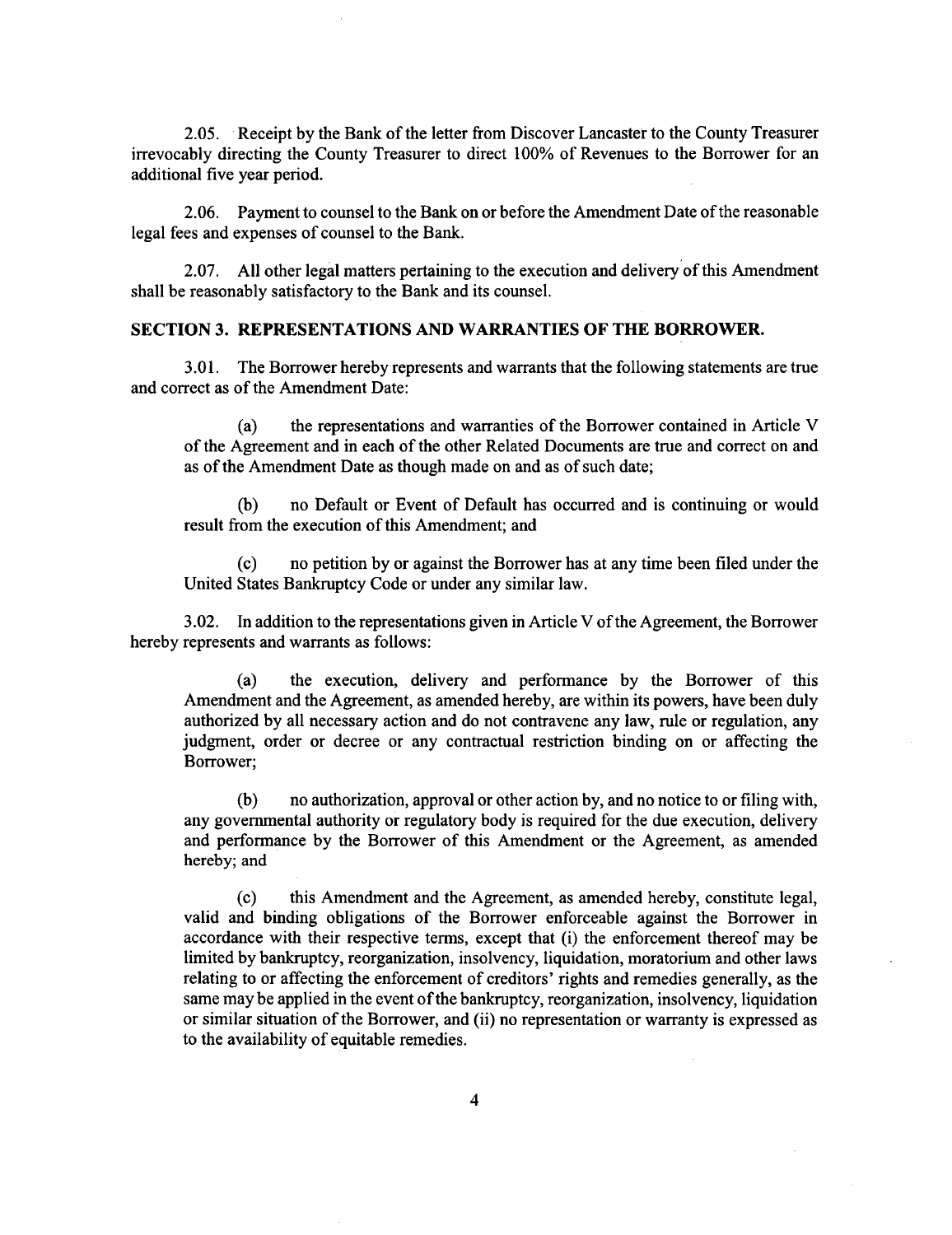2.05. Receipt by the Bank of the letter from Discover Lancaster to the County Treasurer irrevocably directing the County Treasurer to direct 100% of Revenues to the Borrower for an additional five year period.

2.06. Payment to counsel to the Bank on or before the Amendment Date of the reasonable legal fees and expenses of counsel to the Bank.

2.07. All other legal matters pertaining to the execution and delivery of this Amendment shall be reasonably satisfactory to the Bank and its counsel.

## SECTION 3. REPRESENTATIONS AND WARRANTIES OF THE BORROWER.

3.01. The Borrower hereby represents and warrants that the following statements are true and correct as of the Amendment Date:

(a) the representations and warranties of the Borrower contained in Article V of the Agreement and in each of the other Related Documents are true and correct on and as of the Amendment Date as though made on and as of such date;

(b) no Default or Event of Default has occurred and is continuing or would result from the execution of this Amendment; and

(c) no petition by or against the Borrower has at any time been filed under the United States Bankruptcy Code or under any similar law.

3.02. In addition to the representations given in Article V of the Agreement, the Borrower hereby represents and warrants as follows:

(a) the execution, delivery and performance by the Borrower of this Amendment and the Agreement, as amended hereby, are within its powers, have been duly authorized by all necessary action and do not contravene any law, rule or regulation, any judgment, order or decree or any contractual restriction binding on or affecting the Borrower;

(b) no authorization, approval or other action by, and no notice to or filing with, any governmental authority or regulatory body is required for the due execution, delivery and performance by the Borrower of this Amendment or the Agreement, as amended hereby; and

(c) this Amendment and the Agreement, as amended hereby, constitute legal, valid and binding obligations of the Borrower enforceable against the Borrower in accordance with their respective terms, except that (i) the enforcement thereof may be limited by bankruptcy, reorganization, insolvency, liquidation, moratorium and other laws relating to or affecting the enforcement of creditors' rights and remedies generally, as the same may be applied in the event of the bankruptcy, reorganization, insolvency, liquidation or similar situation of the Borrower, and (ii) no representation or warranty is expressed as to the availability of equitable remedies.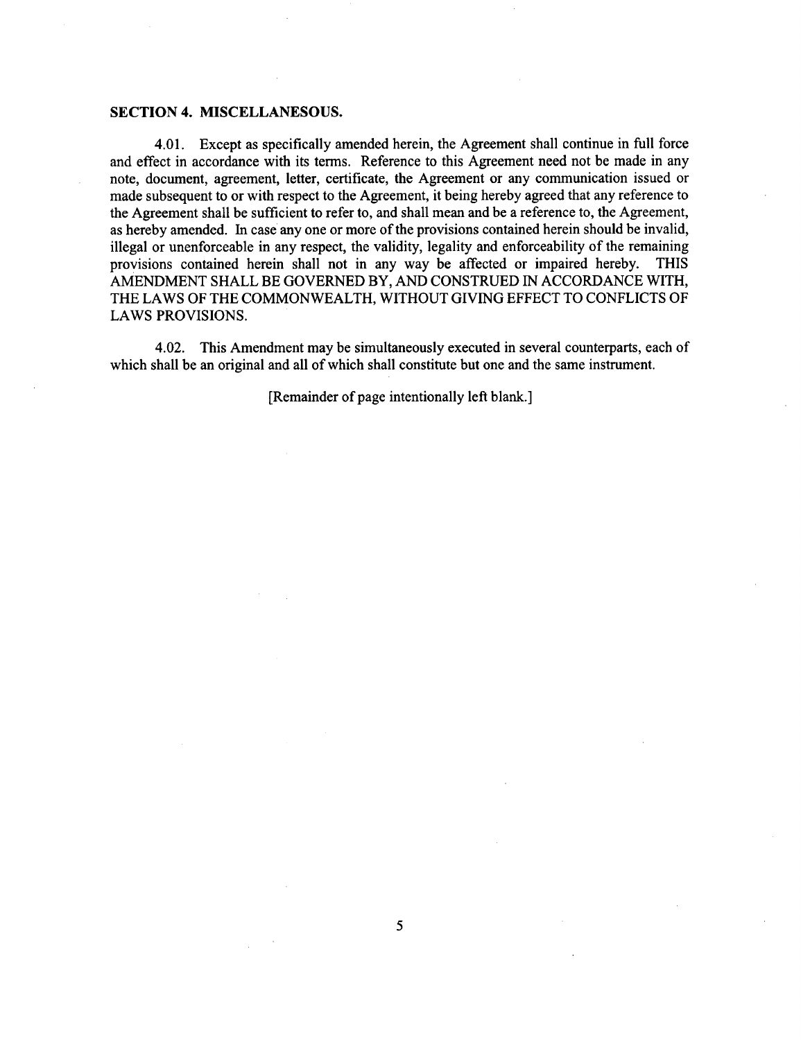**SECTION 4. MISCELLANESOUS.**

4.01. Except as specifically amended herein, the Agreement shall continue in full force and effect in accordance with its terms. Reference to this Agreement need not be made in any note, document, agreement, letter, certificate, the Agreement or any communication issued or made subsequent to or with respect to the Agreement, it being hereby agreed that any reference to the Agreement shall be sufficient to refer to, and shall mean and be a reference to, the Agreement, as hereby amended. In case any one or more of the provisions contained herein should be invalid, illegal or unenforceable in any respect, the validity, legality and enforceability of the remaining provisions contained herein shall not in any way be affected or impaired hereby. THIS AMENDMENT SHALL BE GOVERNED BY, AND CONSTRUED IN ACCORDANCE WITH, THE LAWS OF THE COMMONWEALTH, WITHOUT GIVING EFFECT TO CONFLICTS OF LAWS PROVISIONS.

4.02. This Amendment may be simultaneously executed in several counterparts, each of which shall be an original and all of which shall constitute but one and the same instrument.

[Remainder of page intentionally left blank.]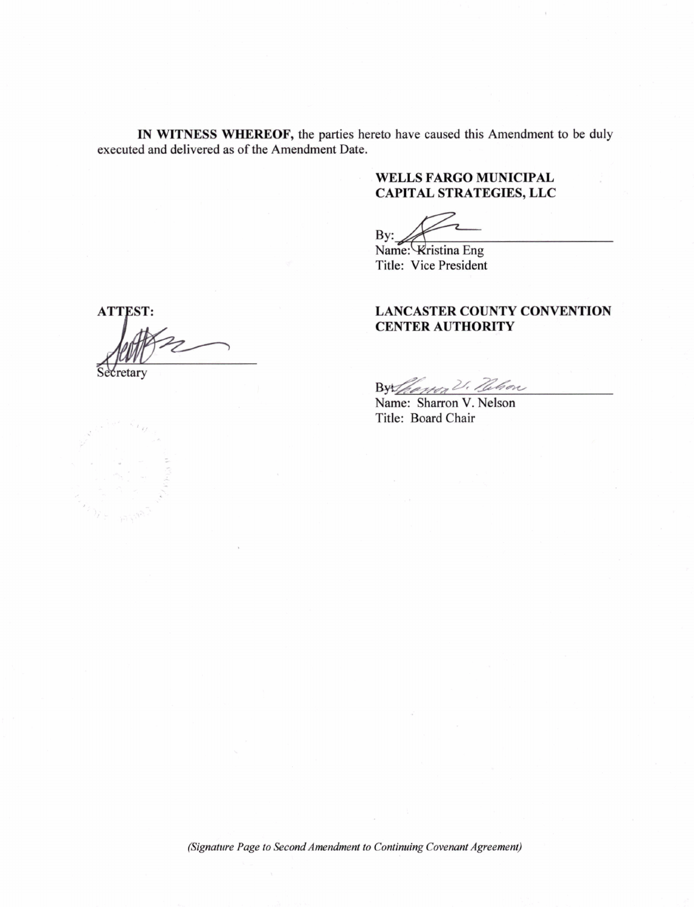**IN WITNESS WHEREOF,** the parties hereto have caused this Amendment to be duly executed and delivered as of the Amendment Date.

**WELLS FARGO MUNICIPAL CAPITAL STRATEGIES, LLC**

By: ______________________________
Name: Kristina Eng
Title: Vice President

**ATTEST:**

______________________________
Secretary

**LANCASTER COUNTY CONVENTION CENTER AUTHORITY**

By: ______________________________
Name: Sharron V. Nelson
Title: Board Chair

*(Signature Page to Second Amendment to Continuing Covenant Agreement)*